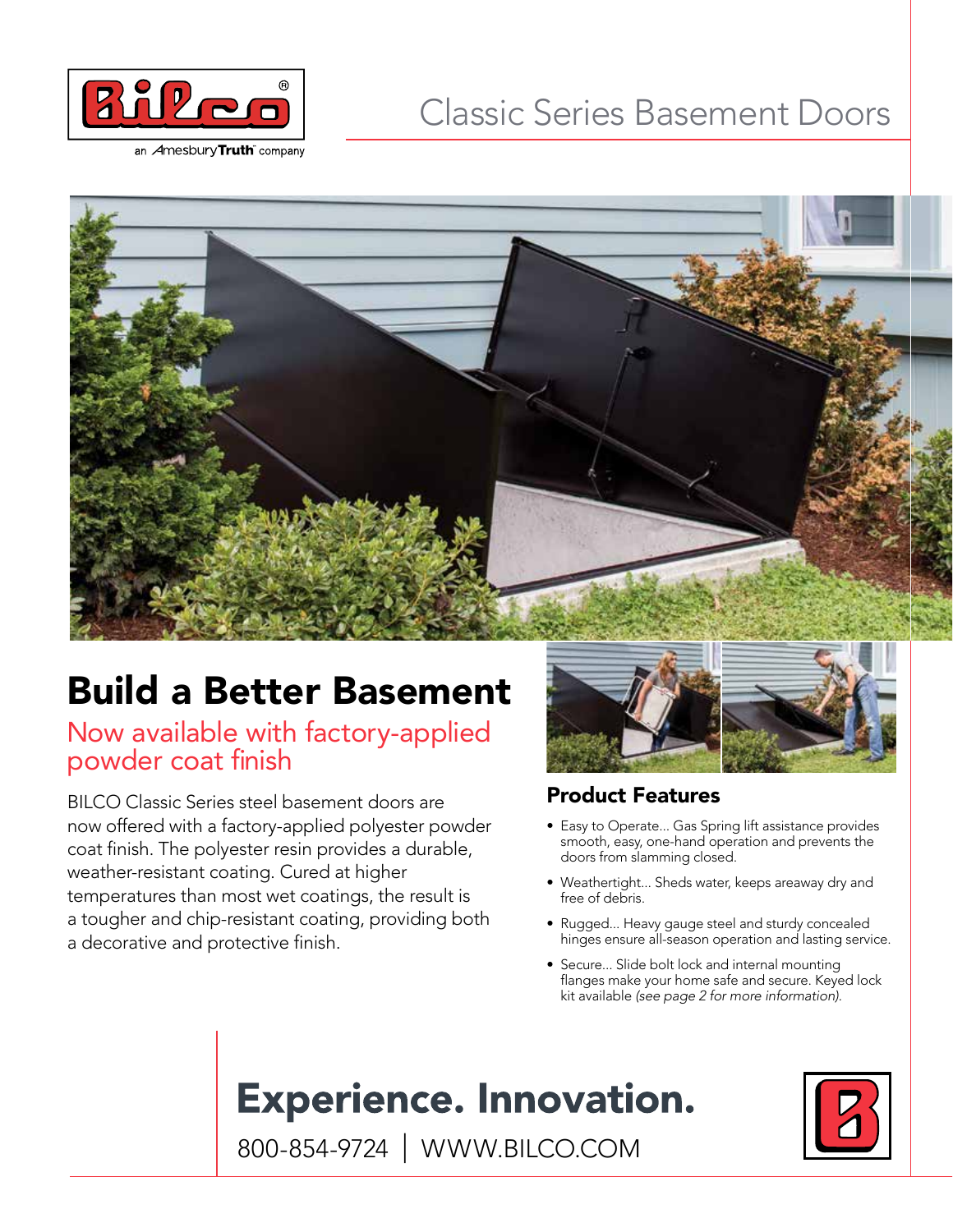Bilco®

an AmesburyTruth company

# Classic Series Basement Doors

## Build a Better Basement

### Now available with factory-applied powder coat finish

BILCO Classic Series steel basement doors are now offered with a factory-applied polyester powder coat finish. The polyester resin provides a durable, weather-resistant coating. Cured at higher temperatures than most wet coatings, the result is a tougher and chip-resistant coating, providing both a decorative and protective finish.

### Product Features

- Easy to Operate... Gas Spring lift assistance provides smooth, easy, one-hand operation and prevents the doors from slamming closed.
- Weathertight... Sheds water, keeps areaway dry and free of debris.
- Rugged... Heavy gauge steel and sturdy concealed hinges ensure all-season operation and lasting service.
- Secure... Slide bolt lock and internal mounting flanges make your home safe and secure. Keyed lock kit available *(see page 2 for more information).*

**Experience. Innovation.**

800-854-9724 | WWW.BILCO.COM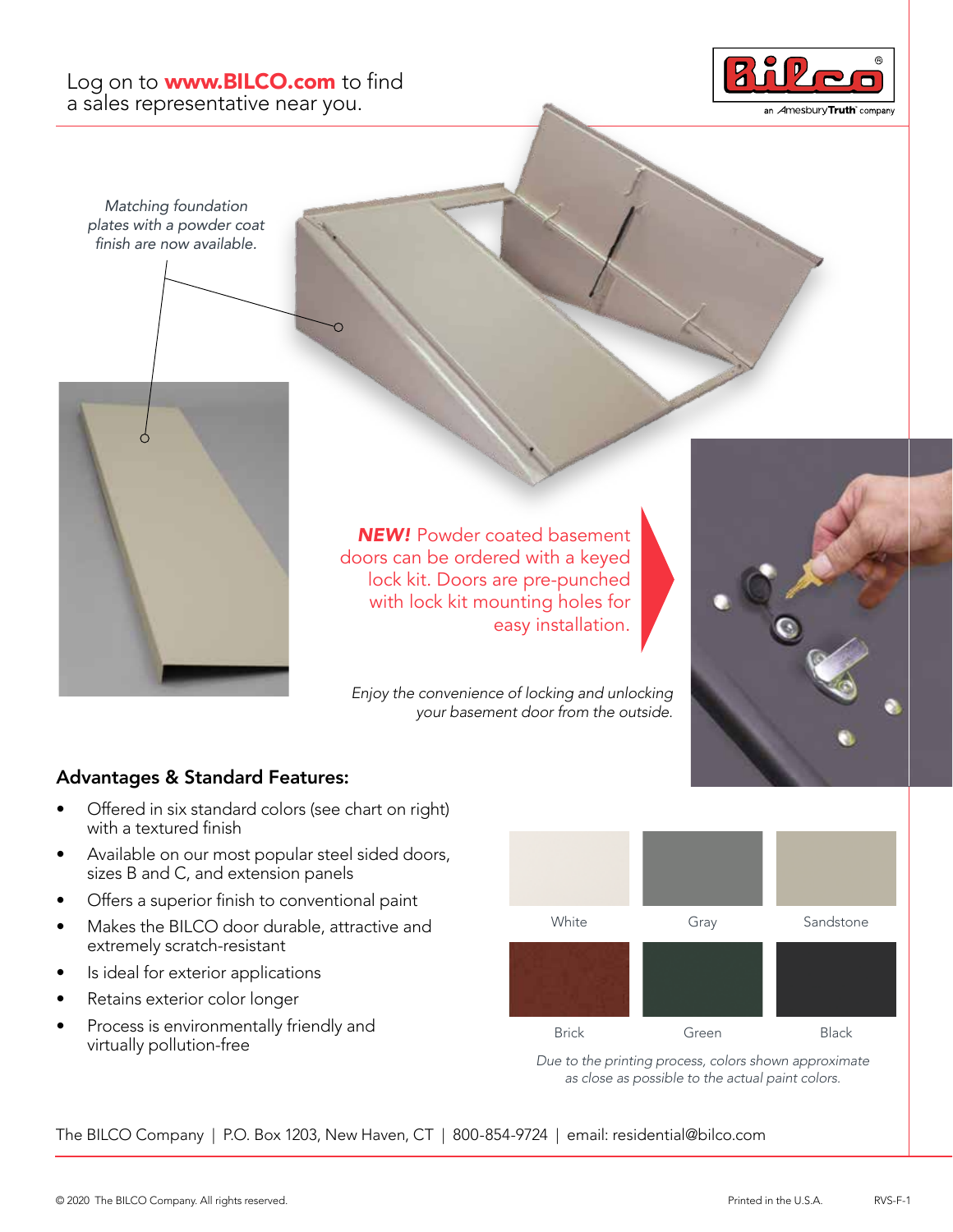Log on to **www.BILCO.com** to find a sales representative near you.

*Matching foundation plates with a powder coat finish are now available.*

***NEW!*** Powder coated basement doors can be ordered with a keyed lock kit. Doors are pre-punched with lock kit mounting holes for easy installation.

*Enjoy the convenience of locking and unlocking your basement door from the outside.*

## Advantages & Standard Features:

- Offered in six standard colors (see chart on right) with a textured finish
- Available on our most popular steel sided doors, sizes B and C, and extension panels
- Offers a superior finish to conventional paint
- Makes the BILCO door durable, attractive and extremely scratch-resistant
- Is ideal for exterior applications
- Retains exterior color longer
- Process is environmentally friendly and virtually pollution-free

White

Gray

Sandstone

Brick

Green

Black

*Due to the printing process, colors shown approximate as close as possible to the actual paint colors.*

The BILCO Company | P.O. Box 1203, New Haven, CT | 800-854-9724 | email: residential@bilco.com

© 2020 The BILCO Company. All rights reserved.

Printed in the U.S.A.

RVS-F-1